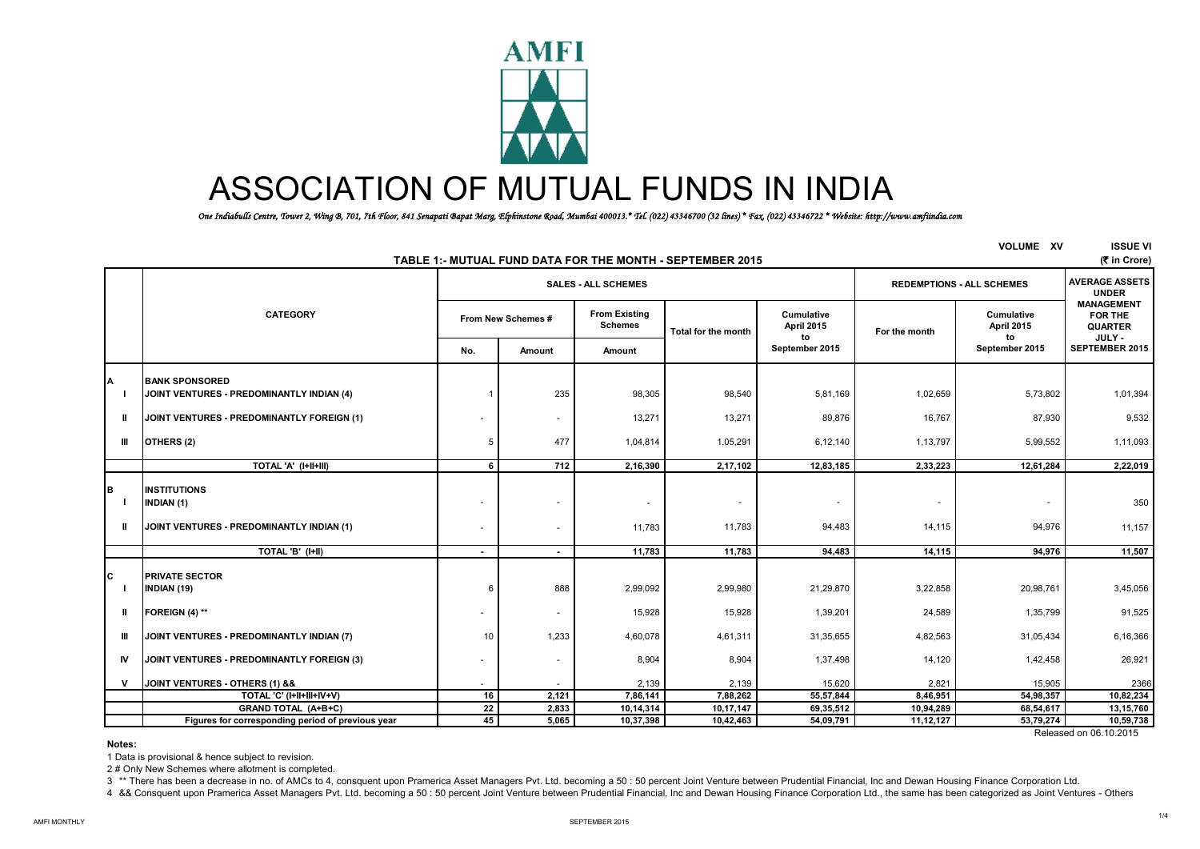# ASSOCIATION OF MUTUAL FUNDS IN INDIA

*One Indiabulls Centre, Tower 2, Wing B, 701, 7th Floor, 841 Senapati Bapat Marg, Elphinstone Road, Mumbai 400013.* Tel. (022) 43346700 (32 lines) * Fax, (022) 43346722 * Website: http://www.amfiindia.com*

VOLUME XV ISSUE VI

## TABLE 1:- MUTUAL FUND DATA FOR THE MONTH - SEPTEMBER 2015

(₹ in Crore)

| | CATEGORY | SALES - ALL SCHEMES | | | | | REDEMPTIONS - ALL SCHEMES | | AVERAGE ASSETS UNDER MANAGEMENT FOR THE QUARTER JULY - SEPTEMBER 2015 |
|---|---|---|---|---|---|---|---|---|---|
| | | From New Schemes # | | From Existing Schemes | Total for the month | Cumulative April 2015 to September 2015 | For the month | Cumulative April 2015 to September 2015 | |
| | | No. | Amount | Amount | | | | | |
| A | BANK SPONSORED | | | | | | | | |
| I | JOINT VENTURES - PREDOMINANTLY INDIAN (4) | 1 | 235 | 98,305 | 98,540 | 5,81,169 | 1,02,659 | 5,73,802 | 1,01,394 |
| II | JOINT VENTURES - PREDOMINANTLY FOREIGN (1) | - | - | 13,271 | 13,271 | 89,876 | 16,767 | 87,930 | 9,532 |
| III | OTHERS (2) | 5 | 477 | 1,04,814 | 1,05,291 | 6,12,140 | 1,13,797 | 5,99,552 | 1,11,093 |
| | TOTAL 'A' (I+II+III) | 6 | 712 | 2,16,390 | 2,17,102 | 12,83,185 | 2,33,223 | 12,61,284 | 2,22,019 |
| B | INSTITUTIONS | | | | | | | | |
| I | INDIAN (1) | - | - | - | - | - | - | - | 350 |
| II | JOINT VENTURES - PREDOMINANTLY INDIAN (1) | - | - | 11,783 | 11,783 | 94,483 | 14,115 | 94,976 | 11,157 |
| | TOTAL 'B' (I+II) | - | - | 11,783 | 11,783 | 94,483 | 14,115 | 94,976 | 11,507 |
| C | PRIVATE SECTOR | | | | | | | | |
| I | INDIAN (19) | 6 | 888 | 2,99,092 | 2,99,980 | 21,29,870 | 3,22,858 | 20,98,761 | 3,45,056 |
| II | FOREIGN (4) ** | - | - | 15,928 | 15,928 | 1,39,201 | 24,589 | 1,35,799 | 91,525 |
| III | JOINT VENTURES - PREDOMINANTLY INDIAN (7) | 10 | 1,233 | 4,60,078 | 4,61,311 | 31,35,655 | 4,82,563 | 31,05,434 | 6,16,366 |
| IV | JOINT VENTURES - PREDOMINANTLY FOREIGN (3) | - | - | 8,904 | 8,904 | 1,37,498 | 14,120 | 1,42,458 | 26,921 |
| V | JOINT VENTURES - OTHERS (1) && | - | - | 2,139 | 2,139 | 15,620 | 2,821 | 15,905 | 2366 |
| | TOTAL 'C' (I+II+III+IV+V) | 16 | 2,121 | 7,86,141 | 7,88,262 | 55,57,844 | 8,46,951 | 54,98,357 | 10,82,234 |
| | GRAND TOTAL (A+B+C) | 22 | 2,833 | 10,14,314 | 10,17,147 | 69,35,512 | 10,94,289 | 68,54,617 | 13,15,760 |
| | Figures for corresponding period of previous year | 45 | 5,065 | 10,37,398 | 10,42,463 | 54,09,791 | 11,12,127 | 53,79,274 | 10,59,738 |

Released on 06.10.2015

**Notes:**

1 Data is provisional & hence subject to revision.

2 # Only New Schemes where allotment is completed.

3 ** There has been a decrease in no. of AMCs to 4, consquent upon Pramerica Asset Managers Pvt. Ltd. becoming a 50 : 50 percent Joint Venture between Prudential Financial, Inc and Dewan Housing Finance Corporation Ltd.

4 && Consquent upon Pramerica Asset Managers Pvt. Ltd. becoming a 50 : 50 percent Joint Venture between Prudential Financial, Inc and Dewan Housing Finance Corporation Ltd., the same has been categorized as Joint Ventures - Others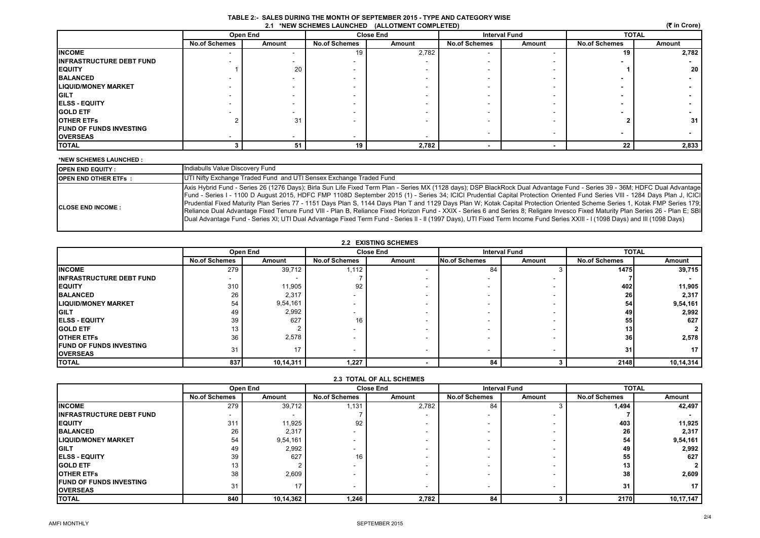## TABLE 2:- SALES DURING THE MONTH OF SEPTEMBER 2015 - TYPE AND CATEGORY WISE

### 2.1 *NEW SCHEMES LAUNCHED (ALLOTMENT COMPLETED)

(₹ in Crore)

| | Open End | | Close End | | Interval Fund | | TOTAL | |
|---|---|---|---|---|---|---|---|---|
| | No.of Schemes | Amount | No.of Schemes | Amount | No.of Schemes | Amount | No.of Schemes | Amount |
| INCOME | - | - | 19 | 2,782 | - | - | 19 | 2,782 |
| INFRASTRUCTURE DEBT FUND | - | - | - | - | - | - | - | - |
| EQUITY | 1 | 20 | - | - | - | - | 1 | 20 |
| BALANCED | - | - | - | - | - | - | - | - |
| LIQUID/MONEY MARKET | - | - | - | - | - | - | - | - |
| GILT | - | - | - | - | - | - | - | - |
| ELSS - EQUITY | - | - | - | - | - | - | - | - |
| GOLD ETF | - | - | - | - | - | - | - | - |
| OTHER ETFs | 2 | 31 | - | - | - | - | 2 | 31 |
| FUND OF FUNDS INVESTING OVERSEAS | - | - | - | - | - | - | - | - |
| TOTAL | 3 | 51 | 19 | 2,782 | - | - | 22 | 2,833 |

**\*NEW SCHEMES LAUNCHED :**

| | |
|---|---|
| OPEN END EQUITY : | Indiabulls Value Discovery Fund |
| OPEN END OTHER ETFs : | UTI Nifty Exchange Traded Fund and UTI Sensex Exchange Traded Fund |
| CLOSE END INCOME : | Axis Hybrid Fund - Series 26 (1276 Days); Birla Sun Life Fixed Term Plan - Series MX (1128 days); DSP BlackRock Dual Advantage Fund - Series 39 - 36M; HDFC Dual Advantage Fund - Series I - 1100 D August 2015, HDFC FMP 1108D September 2015 (1) - Series 34; ICICI Prudential Capital Protection Oriented Fund Series VIII - 1284 Days Plan J, ICICI Prudential Fixed Maturity Plan Series 77 - 1151 Days Plan S, 1144 Days Plan T and 1129 Days Plan W; Kotak Capital Protection Oriented Scheme Series 1, Kotak FMP Series 179; Reliance Dual Advantage Fixed Tenure Fund VIII - Plan B, Reliance Fixed Horizon Fund - XXIX - Series 6 and Series 8; Religare Invesco Fixed Maturity Plan Series 26 - Plan E; SBI Dual Advantage Fund - Series XI; UTI Dual Advantage Fixed Term Fund - Series II - II (1997 Days), UTI Fixed Term Income Fund Series XXIII - I (1098 Days) and III (1098 Days) |

### 2.2 EXISTING SCHEMES

| | Open End | | Close End | | Interval Fund | | TOTAL | |
|---|---|---|---|---|---|---|---|---|
| | No.of Schemes | Amount | No.of Schemes | Amount | No.of Schemes | Amount | No.of Schemes | Amount |
| INCOME | 279 | 39,712 | 1,112 | - | 84 | 3 | 1475 | 39,715 |
| INFRASTRUCTURE DEBT FUND | - | - | 7 | - | - | - | 7 | - |
| EQUITY | 310 | 11,905 | 92 | - | - | - | 402 | 11,905 |
| BALANCED | 26 | 2,317 | - | - | - | - | 26 | 2,317 |
| LIQUID/MONEY MARKET | 54 | 9,54,161 | - | - | - | - | 54 | 9,54,161 |
| GILT | 49 | 2,992 | - | - | - | - | 49 | 2,992 |
| ELSS - EQUITY | 39 | 627 | 16 | - | - | - | 55 | 627 |
| GOLD ETF | 13 | 2 | - | - | - | - | 13 | 2 |
| OTHER ETFs | 36 | 2,578 | - | - | - | - | 36 | 2,578 |
| FUND OF FUNDS INVESTING OVERSEAS | 31 | 17 | - | - | - | - | 31 | 17 |
| TOTAL | 837 | 10,14,311 | 1,227 | - | 84 | 3 | 2148 | 10,14,314 |

### 2.3 TOTAL OF ALL SCHEMES

| | Open End | | Close End | | Interval Fund | | TOTAL | |
|---|---|---|---|---|---|---|---|---|
| | No.of Schemes | Amount | No.of Schemes | Amount | No.of Schemes | Amount | No.of Schemes | Amount |
| INCOME | 279 | 39,712 | 1,131 | 2,782 | 84 | 3 | 1,494 | 42,497 |
| INFRASTRUCTURE DEBT FUND | - | - | 7 | - | - | - | 7 | - |
| EQUITY | 311 | 11,925 | 92 | - | - | - | 403 | 11,925 |
| BALANCED | 26 | 2,317 | - | - | - | - | 26 | 2,317 |
| LIQUID/MONEY MARKET | 54 | 9,54,161 | - | - | - | - | 54 | 9,54,161 |
| GILT | 49 | 2,992 | - | - | - | - | 49 | 2,992 |
| ELSS - EQUITY | 39 | 627 | 16 | - | - | - | 55 | 627 |
| GOLD ETF | 13 | 2 | - | - | - | - | 13 | 2 |
| OTHER ETFs | 38 | 2,609 | - | - | - | - | 38 | 2,609 |
| FUND OF FUNDS INVESTING OVERSEAS | 31 | 17 | - | - | - | - | 31 | 17 |
| TOTAL | 840 | 10,14,362 | 1,246 | 2,782 | 84 | 3 | 2170 | 10,17,147 |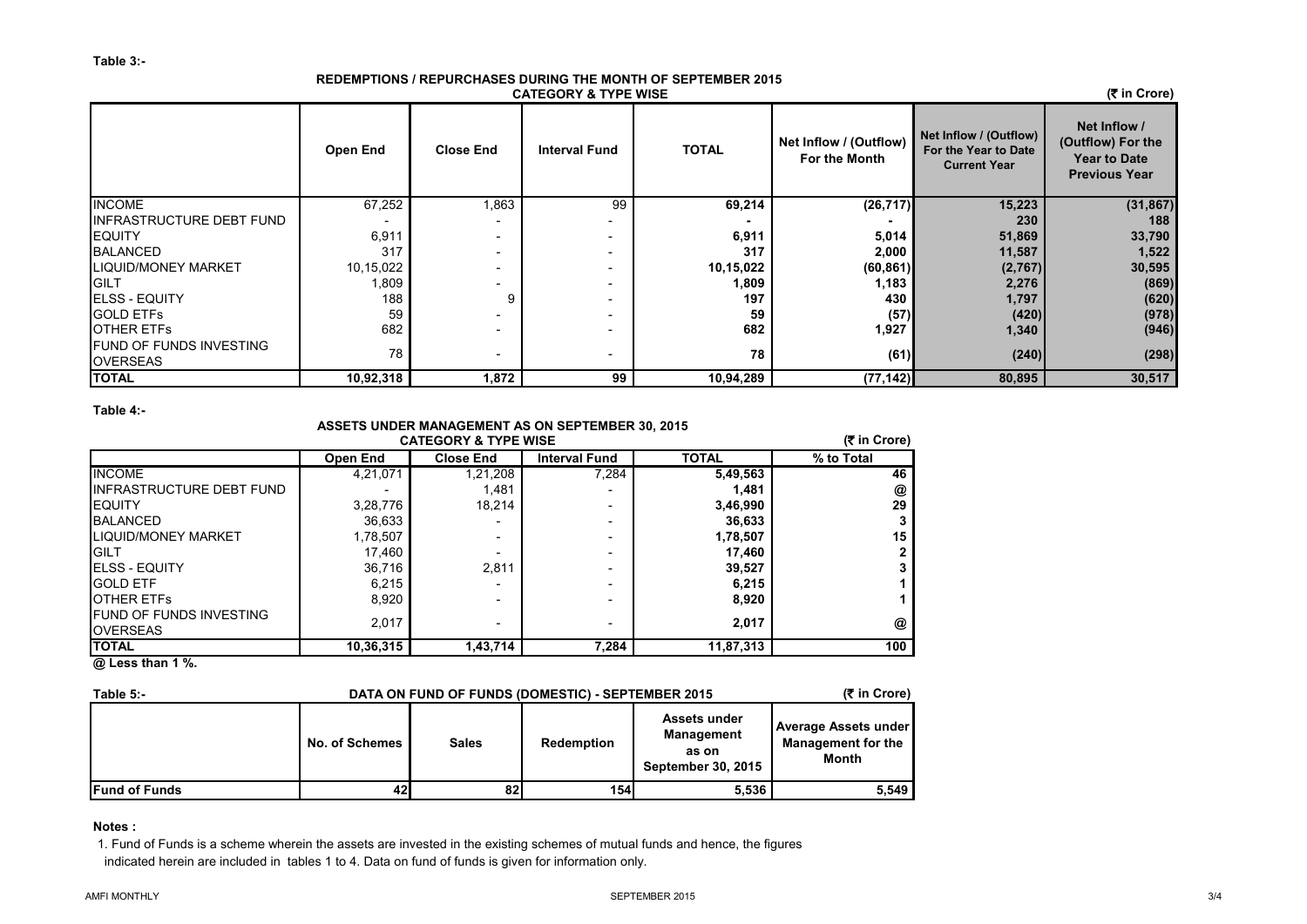**Table 3:-**

**REDEMPTIONS / REPURCHASES DURING THE MONTH OF SEPTEMBER 2015**
**CATEGORY & TYPE WISE**

(₹ in Crore)

| | Open End | Close End | Interval Fund | TOTAL | Net Inflow / (Outflow) For the Month | Net Inflow / (Outflow) For the Year to Date Current Year | Net Inflow / (Outflow) For the Year to Date Previous Year |
|---|---|---|---|---|---|---|---|
| INCOME | 67,252 | 1,863 | 99 | **69,214** | **(26,717)** | **15,223** | **(31,867)** |
| INFRASTRUCTURE DEBT FUND | - | - | - | **-** | **-** | **230** | **188** |
| EQUITY | 6,911 | - | - | **6,911** | **5,014** | **51,869** | **33,790** |
| BALANCED | 317 | - | - | **317** | **2,000** | **11,587** | **1,522** |
| LIQUID/MONEY MARKET | 10,15,022 | - | - | **10,15,022** | **(60,861)** | **(2,767)** | **30,595** |
| GILT | 1,809 | - | - | **1,809** | **1,183** | **2,276** | **(869)** |
| ELSS - EQUITY | 188 | 9 | - | **197** | **430** | **1,797** | **(620)** |
| GOLD ETFs | 59 | - | - | **59** | **(57)** | **(420)** | **(978)** |
| OTHER ETFs | 682 | - | - | **682** | **1,927** | **1,340** | **(946)** |
| FUND OF FUNDS INVESTING OVERSEAS | 78 | - | - | **78** | **(61)** | **(240)** | **(298)** |
| **TOTAL** | **10,92,318** | **1,872** | **99** | **10,94,289** | **(77,142)** | **80,895** | **30,517** |

**Table 4:-**

**ASSETS UNDER MANAGEMENT AS ON SEPTEMBER 30, 2015**
**CATEGORY & TYPE WISE**

(₹ in Crore)

| | Open End | Close End | Interval Fund | TOTAL | % to Total |
|---|---|---|---|---|---|
| INCOME | 4,21,071 | 1,21,208 | 7,284 | **5,49,563** | **46** |
| INFRASTRUCTURE DEBT FUND | - | 1,481 | - | **1,481** | **@** |
| EQUITY | 3,28,776 | 18,214 | - | **3,46,990** | **29** |
| BALANCED | 36,633 | - | - | **36,633** | **3** |
| LIQUID/MONEY MARKET | 1,78,507 | - | - | **1,78,507** | **15** |
| GILT | 17,460 | - | - | **17,460** | **2** |
| ELSS - EQUITY | 36,716 | 2,811 | - | **39,527** | **3** |
| GOLD ETF | 6,215 | - | - | **6,215** | **1** |
| OTHER ETFs | 8,920 | - | - | **8,920** | **1** |
| FUND OF FUNDS INVESTING OVERSEAS | 2,017 | - | - | **2,017** | **@** |
| **TOTAL** | **10,36,315** | **1,43,714** | **7,284** | **11,87,313** | **100** |

**@ Less than 1 %.**

**Table 5:-**

**DATA ON FUND OF FUNDS (DOMESTIC) - SEPTEMBER 2015**

(₹ in Crore)

| | No. of Schemes | Sales | Redemption | Assets under Management as on September 30, 2015 | Average Assets under Management for the Month |
|---|---|---|---|---|---|
| **Fund of Funds** | **42** | **82** | **154** | **5,536** | **5,549** |

**Notes :**

1. Fund of Funds is a scheme wherein the assets are invested in the existing schemes of mutual funds and hence, the figures indicated herein are included in tables 1 to 4. Data on fund of funds is given for information only.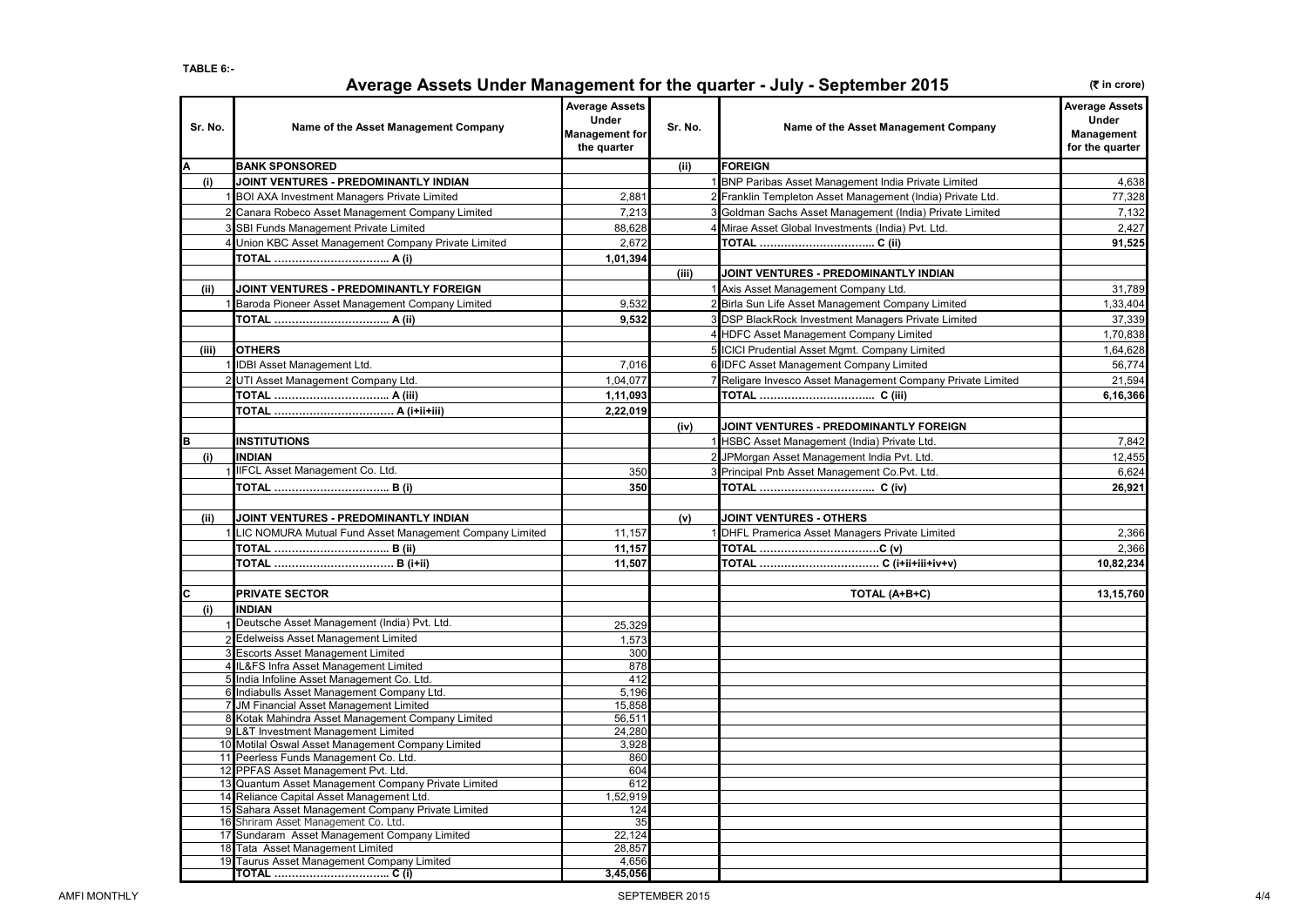**TABLE 6:-**

## Average Assets Under Management for the quarter - July - September 2015

(₹ in crore)

| Sr. No. | Name of the Asset Management Company | Average Assets Under Management for the quarter | Sr. No. | Name of the Asset Management Company | Average Assets Under Management for the quarter |
|---|---|---|---|---|---|
| **A** | **BANK SPONSORED** | | **(ii)** | **FOREIGN** | |
| **(i)** | **JOINT VENTURES - PREDOMINANTLY INDIAN** | | 1 | BNP Paribas Asset Management India Private Limited | 4,638 |
| 1 | BOI AXA Investment Managers Private Limited | 2,881 | 2 | Franklin Templeton Asset Management (India) Private Ltd. | 77,328 |
| 2 | Canara Robeco Asset Management Company Limited | 7,213 | 3 | Goldman Sachs Asset Management (India) Private Limited | 7,132 |
| 3 | SBI Funds Management Private Limited | 88,628 | 4 | Mirae Asset Global Investments (India) Pvt. Ltd. | 2,427 |
| 4 | Union KBC Asset Management Company Private Limited | 2,672 | | **TOTAL ………………………….. C (ii)** | **91,525** |
| | **TOTAL ………………………….. A (i)** | **1,01,394** | | | |
| | | | **(iii)** | **JOINT VENTURES - PREDOMINANTLY INDIAN** | |
| **(ii)** | **JOINT VENTURES - PREDOMINANTLY FOREIGN** | | 1 | Axis Asset Management Company Ltd. | 31,789 |
| 1 | Baroda Pioneer Asset Management Company Limited | 9,532 | 2 | Birla Sun Life Asset Management Company Limited | 1,33,404 |
| | **TOTAL ………………………….. A (ii)** | **9,532** | 3 | DSP BlackRock Investment Managers Private Limited | 37,339 |
| | | | 4 | HDFC Asset Management Company Limited | 1,70,838 |
| **(iii)** | **OTHERS** | | 5 | ICICI Prudential Asset Mgmt. Company Limited | 1,64,628 |
| 1 | IDBI Asset Management Ltd. | 7,016 | 6 | IDFC Asset Management Company Limited | 56,774 |
| 2 | UTI Asset Management Company Ltd. | 1,04,077 | 7 | Religare Invesco Asset Management Company Private Limited | 21,594 |
| | **TOTAL ………………………….. A (iii)** | **1,11,093** | | **TOTAL ………………………….. C (iii)** | **6,16,366** |
| | **TOTAL ……………………………. A (i+ii+iii)** | **2,22,019** | | | |
| | | | **(iv)** | **JOINT VENTURES - PREDOMINANTLY FOREIGN** | |
| **B** | **INSTITUTIONS** | | 1 | HSBC Asset Management (India) Private Ltd. | 7,842 |
| **(i)** | **INDIAN** | | 2 | JPMorgan Asset Management India Pvt. Ltd. | 12,455 |
| 1 | IIFCL Asset Management Co. Ltd. | 350 | 3 | Principal Pnb Asset Management Co.Pvt. Ltd. | 6,624 |
| | **TOTAL ………………………….. B (i)** | **350** | | **TOTAL ………………………….. C (iv)** | **26,921** |
| | | | | | |
| **(ii)** | **JOINT VENTURES - PREDOMINANTLY INDIAN** | | **(v)** | **JOINT VENTURES - OTHERS** | |
| 1 | LIC NOMURA Mutual Fund Asset Management Company Limited | 11,157 | 1 | DHFL Pramerica Asset Managers Private Limited | 2,366 |
| | **TOTAL ………………………….. B (ii)** | **11,157** | | **TOTAL ……………………………C (v)** | 2,366 |
| | **TOTAL ……………………………. B (i+ii)** | **11,507** | | **TOTAL ……………………………. C (i+ii+iii+iv+v)** | **10,82,234** |
| | | | | | |
| **C** | **PRIVATE SECTOR** | | | **TOTAL (A+B+C)** | **13,15,760** |
| **(i)** | **INDIAN** | | | | |
| 1 | Deutsche Asset Management (India) Pvt. Ltd. | 25,329 | | | |
| 2 | Edelweiss Asset Management Limited | 1,573 | | | |
| 3 | Escorts Asset Management Limited | 300 | | | |
| 4 | IL&FS Infra Asset Management Limited | 878 | | | |
| 5 | India Infoline Asset Management Co. Ltd. | 412 | | | |
| 6 | Indiabulls Asset Management Company Ltd. | 5,196 | | | |
| 7 | JM Financial Asset Management Limited | 15,858 | | | |
| 8 | Kotak Mahindra Asset Management Company Limited | 56,511 | | | |
| 9 | L&T Investment Management Limited | 24,280 | | | |
| 10 | Motilal Oswal Asset Management Company Limited | 3,928 | | | |
| 11 | Peerless Funds Management Co. Ltd. | 860 | | | |
| 12 | PPFAS Asset Management Pvt. Ltd. | 604 | | | |
| 13 | Quantum Asset Management Company Private Limited | 612 | | | |
| 14 | Reliance Capital Asset Management Ltd. | 1,52,919 | | | |
| 15 | Sahara Asset Management Company Private Limited | 124 | | | |
| 16 | Shriram Asset Management Co. Ltd. | 35 | | | |
| 17 | Sundaram Asset Management Company Limited | 22,124 | | | |
| 18 | Tata Asset Management Limited | 28,857 | | | |
| 19 | Taurus Asset Management Company Limited | 4,656 | | | |
| | **TOTAL ………………………….. C (i)** | **3,45,056** | | | |